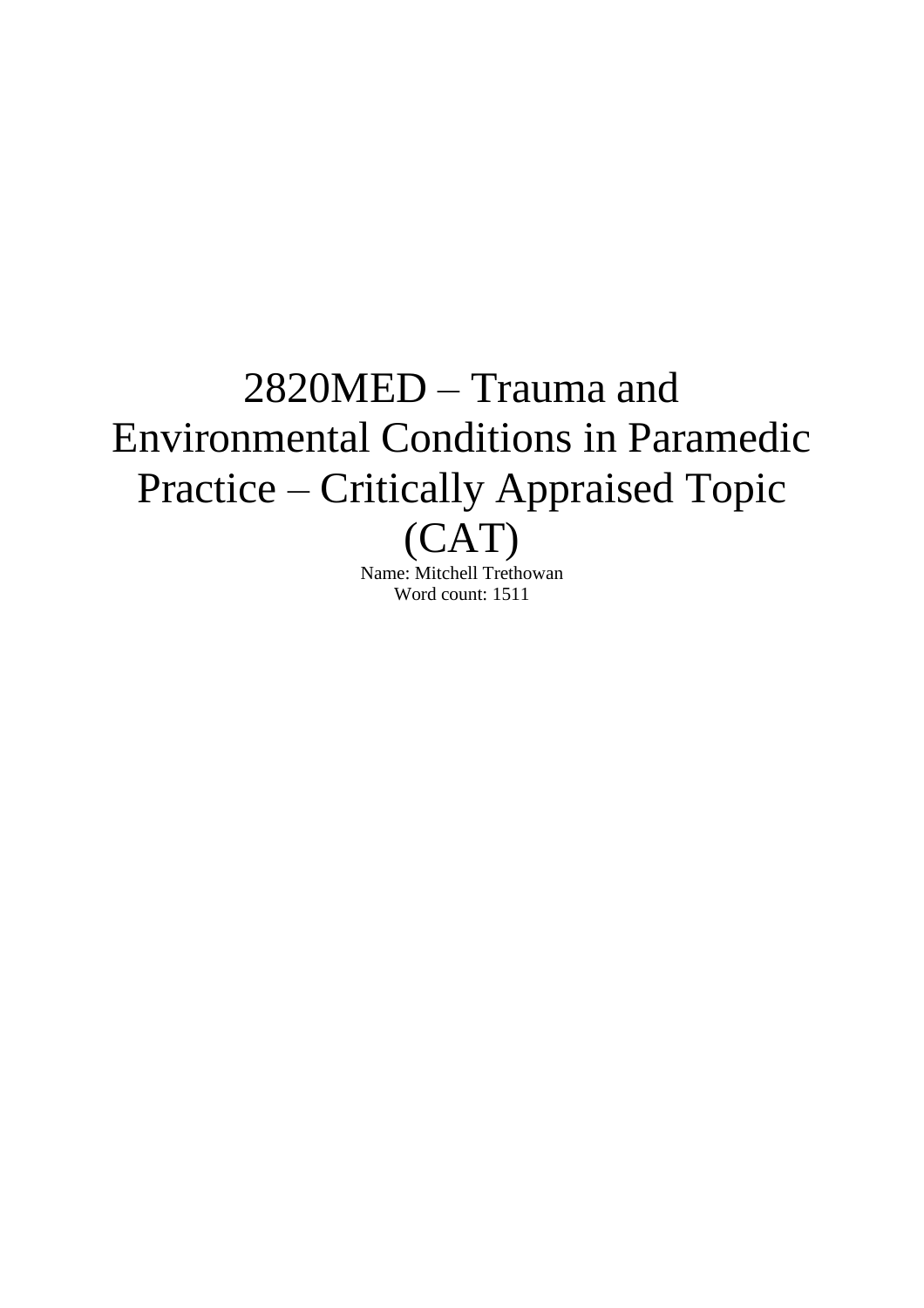# 2820MED – Trauma and Environmental Conditions in Paramedic Practice – Critically Appraised Topic (CAT)

Name: Mitchell Trethowan

Word count: 1511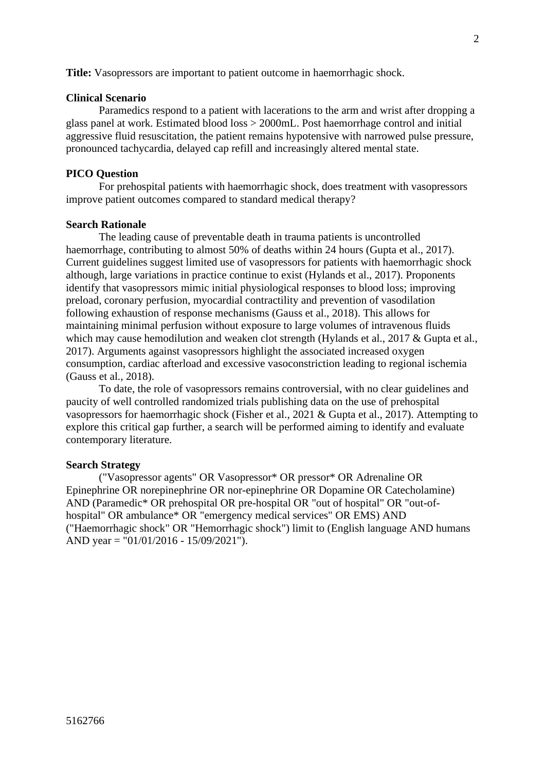**Title:** Vasopressors are important to patient outcome in haemorrhagic shock.

**Clinical Scenario**

Paramedics respond to a patient with lacerations to the arm and wrist after dropping a glass panel at work. Estimated blood loss > 2000mL. Post haemorrhage control and initial aggressive fluid resuscitation, the patient remains hypotensive with narrowed pulse pressure, pronounced tachycardia, delayed cap refill and increasingly altered mental state.

**PICO Question**

For prehospital patients with haemorrhagic shock, does treatment with vasopressors improve patient outcomes compared to standard medical therapy?

**Search Rationale**

The leading cause of preventable death in trauma patients is uncontrolled haemorrhage, contributing to almost 50% of deaths within 24 hours (Gupta et al., 2017). Current guidelines suggest limited use of vasopressors for patients with haemorrhagic shock although, large variations in practice continue to exist (Hylands et al., 2017). Proponents identify that vasopressors mimic initial physiological responses to blood loss; improving preload, coronary perfusion, myocardial contractility and prevention of vasodilation following exhaustion of response mechanisms (Gauss et al., 2018). This allows for maintaining minimal perfusion without exposure to large volumes of intravenous fluids which may cause hemodilution and weaken clot strength (Hylands et al., 2017 & Gupta et al., 2017). Arguments against vasopressors highlight the associated increased oxygen consumption, cardiac afterload and excessive vasoconstriction leading to regional ischemia (Gauss et al., 2018).

To date, the role of vasopressors remains controversial, with no clear guidelines and paucity of well controlled randomized trials publishing data on the use of prehospital vasopressors for haemorrhagic shock (Fisher et al., 2021 & Gupta et al., 2017). Attempting to explore this critical gap further, a search will be performed aiming to identify and evaluate contemporary literature.

**Search Strategy**

("Vasopressor agents" OR Vasopressor* OR pressor* OR Adrenaline OR Epinephrine OR norepinephrine OR nor-epinephrine OR Dopamine OR Catecholamine) AND (Paramedic* OR prehospital OR pre-hospital OR "out of hospital" OR "out-of-hospital" OR ambulance* OR "emergency medical services" OR EMS) AND ("Haemorrhagic shock" OR "Hemorrhagic shock") limit to (English language AND humans AND year = "01/01/2016 - 15/09/2021").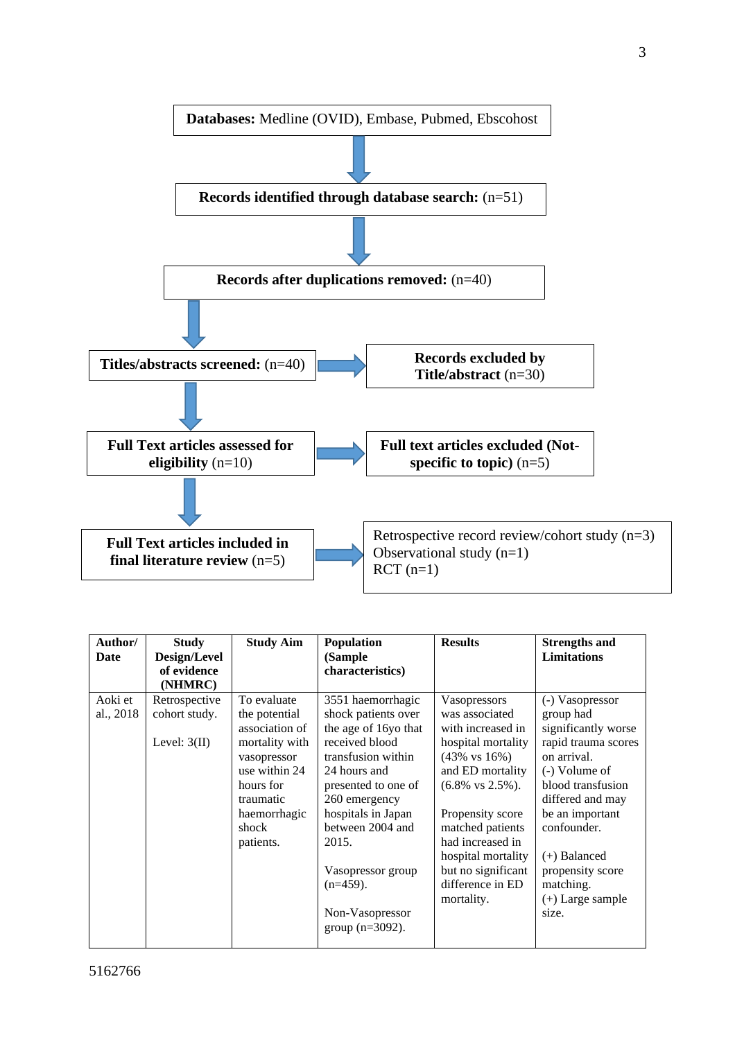**Databases:** Medline (OVID), Embase, Pubmed, Ebscohost

↓

**Records identified through database search:** (n=51)

↓

**Records after duplications removed:** (n=40)

↓

**Titles/abstracts screened:** (n=40) → **Records excluded by Title/abstract** (n=30)

↓

**Full Text articles assessed for eligibility** (n=10) → **Full text articles excluded (Not-specific to topic)** (n=5)

↓

**Full Text articles included in final literature review** (n=5) → Retrospective record review/cohort study (n=3); Observational study (n=1); RCT (n=1)

| Author/ Date | Study Design/Level of evidence (NHMRC) | Study Aim | Population (Sample characteristics) | Results | Strengths and Limitations |
|---|---|---|---|---|---|
| Aoki et al., 2018 | Retrospective cohort study.<br><br>Level: 3(II) | To evaluate the potential association of mortality with vasopressor use within 24 hours for traumatic haemorrhagic shock patients. | 3551 haemorrhagic shock patients over the age of 16yo that received blood transfusion within 24 hours and presented to one of 260 emergency hospitals in Japan between 2004 and 2015.<br><br>Vasopressor group (n=459).<br><br>Non-Vasopressor group (n=3092). | Vasopressors was associated with increased in hospital mortality (43% vs 16%) and ED mortality (6.8% vs 2.5%).<br><br>Propensity score matched patients had increased in hospital mortality but no significant difference in ED mortality. | (-) Vasopressor group had significantly worse rapid trauma scores on arrival.<br>(-) Volume of blood transfusion differed and may be an important confounder.<br><br>(+) Balanced propensity score matching.<br>(+) Large sample size. |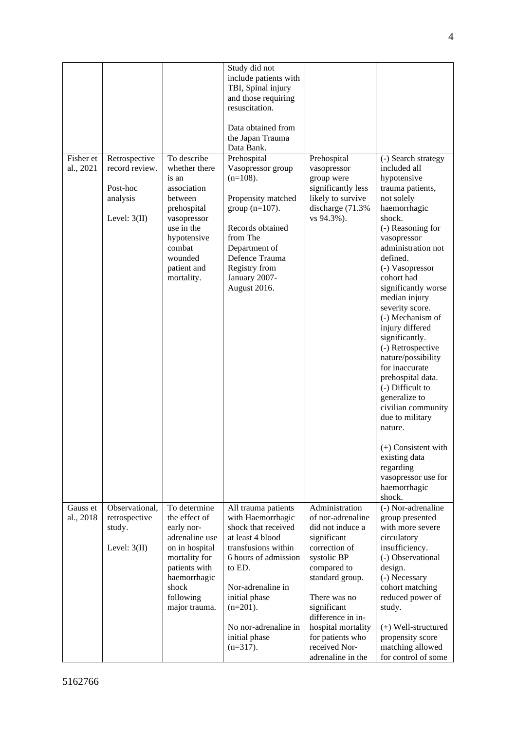|  |  |  | Study did not include patients with TBI, Spinal injury and those requiring resuscitation.<br><br>Data obtained from the Japan Trauma Data Bank. |  |  |
|---|---|---|---|---|---|
| Fisher et al., 2021 | Retrospective record review.<br><br>Post-hoc analysis<br><br>Level: 3(II) | To describe whether there is an association between prehospital vasopressor use in the hypotensive combat wounded patient and mortality. | Prehospital Vasopressor group (n=108).<br><br>Propensity matched group (n=107).<br><br>Records obtained from The Department of Defence Trauma Registry from January 2007-August 2016. | Prehospital vasopressor group were significantly less likely to survive discharge (71.3% vs 94.3%). | (-) Search strategy included all hypotensive trauma patients, not solely haemorrhagic shock.<br>(-) Reasoning for vasopressor administration not defined.<br>(-) Vasopressor cohort had significantly worse median injury severity score.<br>(-) Mechanism of injury differed significantly.<br>(-) Retrospective nature/possibility for inaccurate prehospital data.<br>(-) Difficult to generalize to civilian community due to military nature.<br><br>(+) Consistent with existing data regarding vasopressor use for haemorrhagic shock. |
| Gauss et al., 2018 | Observational, retrospective study.<br><br>Level: 3(II) | To determine the effect of early nor-adrenaline use on in hospital mortality for patients with haemorrhagic shock following major trauma. | All trauma patients with Haemorrhagic shock that received at least 4 blood transfusions within 6 hours of admission to ED.<br><br>Nor-adrenaline in initial phase (n=201).<br><br>No nor-adrenaline in initial phase (n=317). | Administration of nor-adrenaline did not induce a significant correction of systolic BP compared to standard group.<br><br>There was no significant difference in in-hospital mortality for patients who received Nor-adrenaline in the | (-) Nor-adrenaline group presented with more severe circulatory insufficiency.<br>(-) Observational design.<br>(-) Necessary cohort matching reduced power of study.<br><br>(+) Well-structured propensity score matching allowed for control of some |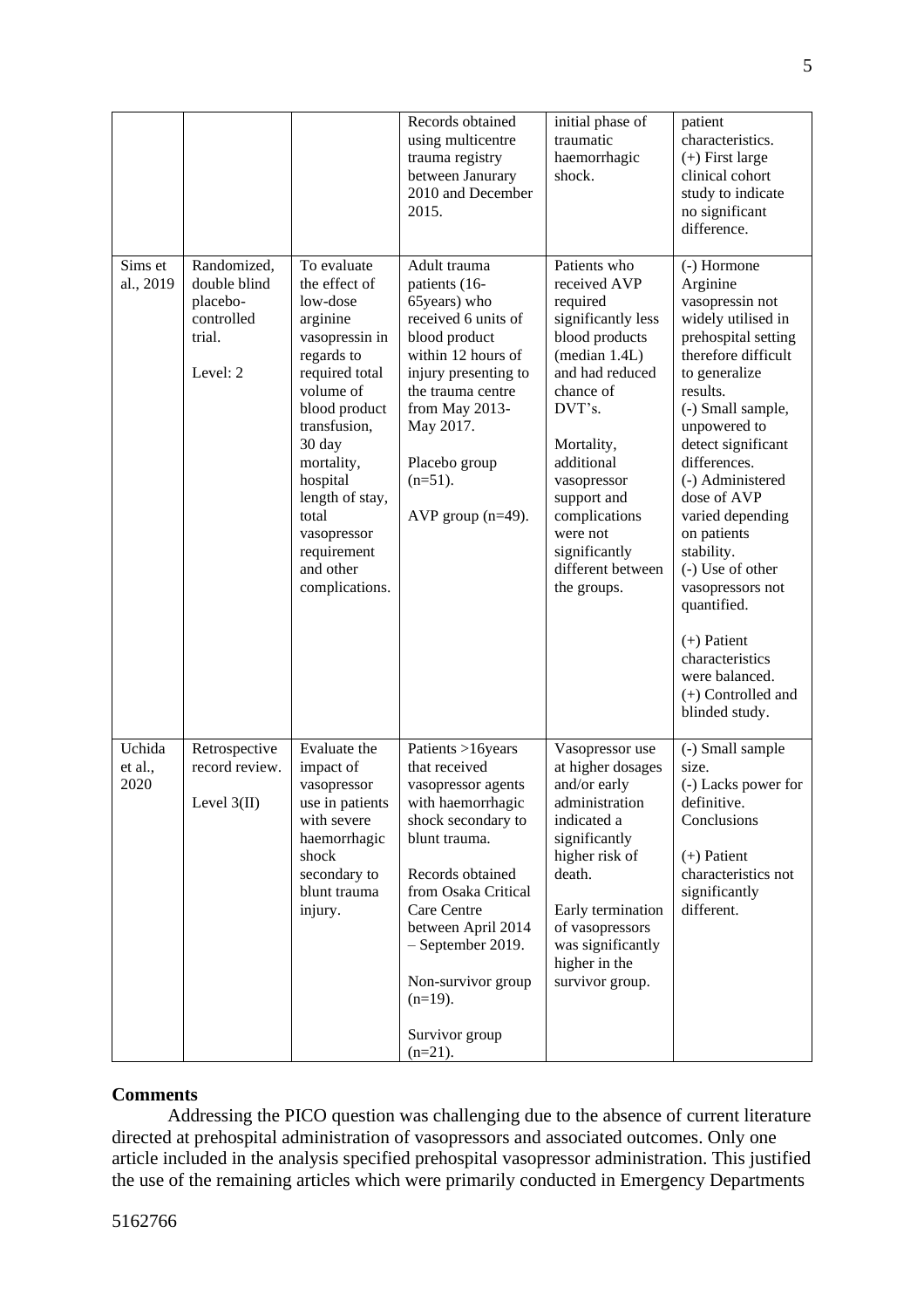|  |  |  | Records obtained using multicentre trauma registry between Janurary 2010 and December 2015. | initial phase of traumatic haemorrhagic shock. | patient characteristics.<br>(+) First large clinical cohort study to indicate no significant difference. |
|---|---|---|---|---|---|
| Sims et al., 2019 | Randomized, double blind placebo-controlled trial.<br><br>Level: 2 | To evaluate the effect of low-dose arginine vasopressin in regards to required total volume of blood product transfusion, 30 day mortality, hospital length of stay, total vasopressor requirement and other complications. | Adult trauma patients (16-65years) who received 6 units of blood product within 12 hours of injury presenting to the trauma centre from May 2013-May 2017.<br><br>Placebo group (n=51).<br><br>AVP group (n=49). | Patients who received AVP required significantly less blood products (median 1.4L) and had reduced chance of DVT's.<br><br>Mortality, additional vasopressor support and complications were not significantly different between the groups. | (-) Hormone Arginine vasopressin not widely utilised in prehospital setting therefore difficult to generalize results.<br>(-) Small sample, unpowered to detect significant differences.<br>(-) Administered dose of AVP varied depending on patients stability.<br>(-) Use of other vasopressors not quantified.<br><br>(+) Patient characteristics were balanced.<br>(+) Controlled and blinded study. |
| Uchida et al., 2020 | Retrospective record review.<br><br>Level 3(II) | Evaluate the impact of vasopressor use in patients with severe haemorrhagic shock secondary to blunt trauma injury. | Patients >16years that received vasopressor agents with haemorrhagic shock secondary to blunt trauma.<br><br>Records obtained from Osaka Critical Care Centre between April 2014 – September 2019.<br><br>Non-survivor group (n=19).<br><br>Survivor group (n=21). | Vasopressor use at higher dosages and/or early administration indicated a significantly higher risk of death.<br><br>Early termination of vasopressors was significantly higher in the survivor group. | (-) Small sample size.<br>(-) Lacks power for definitive. Conclusions<br><br>(+) Patient characteristics not significantly different. |

**Comments**

Addressing the PICO question was challenging due to the absence of current literature directed at prehospital administration of vasopressors and associated outcomes. Only one article included in the analysis specified prehospital vasopressor administration. This justified the use of the remaining articles which were primarily conducted in Emergency Departments

5162766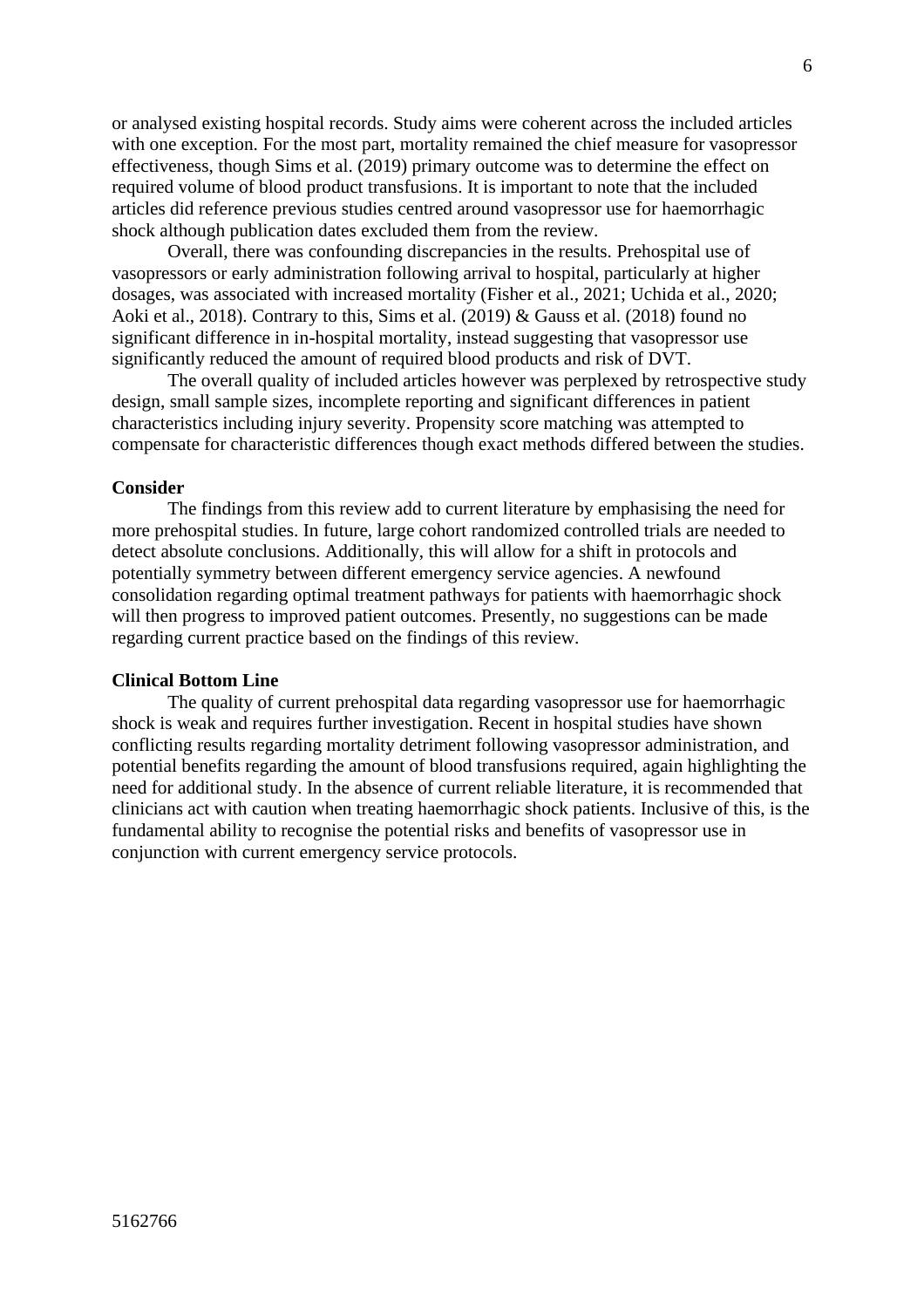or analysed existing hospital records. Study aims were coherent across the included articles with one exception. For the most part, mortality remained the chief measure for vasopressor effectiveness, though Sims et al. (2019) primary outcome was to determine the effect on required volume of blood product transfusions. It is important to note that the included articles did reference previous studies centred around vasopressor use for haemorrhagic shock although publication dates excluded them from the review.

Overall, there was confounding discrepancies in the results. Prehospital use of vasopressors or early administration following arrival to hospital, particularly at higher dosages, was associated with increased mortality (Fisher et al., 2021; Uchida et al., 2020; Aoki et al., 2018). Contrary to this, Sims et al. (2019) & Gauss et al. (2018) found no significant difference in in-hospital mortality, instead suggesting that vasopressor use significantly reduced the amount of required blood products and risk of DVT.

The overall quality of included articles however was perplexed by retrospective study design, small sample sizes, incomplete reporting and significant differences in patient characteristics including injury severity. Propensity score matching was attempted to compensate for characteristic differences though exact methods differed between the studies.

**Consider**

The findings from this review add to current literature by emphasising the need for more prehospital studies. In future, large cohort randomized controlled trials are needed to detect absolute conclusions. Additionally, this will allow for a shift in protocols and potentially symmetry between different emergency service agencies. A newfound consolidation regarding optimal treatment pathways for patients with haemorrhagic shock will then progress to improved patient outcomes. Presently, no suggestions can be made regarding current practice based on the findings of this review.

**Clinical Bottom Line**

The quality of current prehospital data regarding vasopressor use for haemorrhagic shock is weak and requires further investigation. Recent in hospital studies have shown conflicting results regarding mortality detriment following vasopressor administration, and potential benefits regarding the amount of blood transfusions required, again highlighting the need for additional study. In the absence of current reliable literature, it is recommended that clinicians act with caution when treating haemorrhagic shock patients. Inclusive of this, is the fundamental ability to recognise the potential risks and benefits of vasopressor use in conjunction with current emergency service protocols.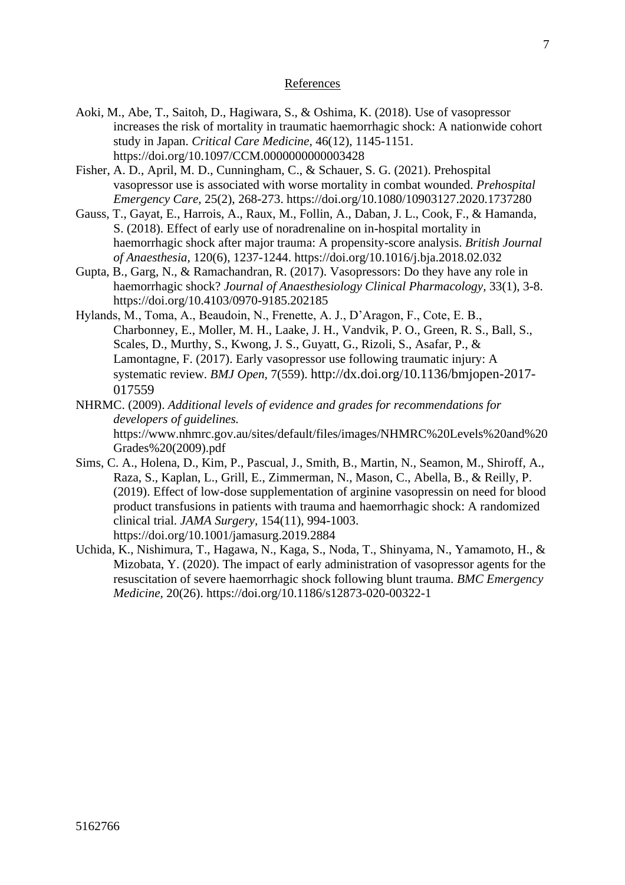## References

Aoki, M., Abe, T., Saitoh, D., Hagiwara, S., & Oshima, K. (2018). Use of vasopressor increases the risk of mortality in traumatic haemorrhagic shock: A nationwide cohort study in Japan. *Critical Care Medicine,* 46(12), 1145-1151. https://doi.org/10.1097/CCM.0000000000003428

Fisher, A. D., April, M. D., Cunningham, C., & Schauer, S. G. (2021). Prehospital vasopressor use is associated with worse mortality in combat wounded. *Prehospital Emergency Care,* 25(2), 268-273. https://doi.org/10.1080/10903127.2020.1737280

Gauss, T., Gayat, E., Harrois, A., Raux, M., Follin, A., Daban, J. L., Cook, F., & Hamanda, S. (2018). Effect of early use of noradrenaline on in-hospital mortality in haemorrhagic shock after major trauma: A propensity-score analysis. *British Journal of Anaesthesia,* 120(6), 1237-1244. https://doi.org/10.1016/j.bja.2018.02.032

Gupta, B., Garg, N., & Ramachandran, R. (2017). Vasopressors: Do they have any role in haemorrhagic shock? *Journal of Anaesthesiology Clinical Pharmacology,* 33(1), 3-8. https://doi.org/10.4103/0970-9185.202185

Hylands, M., Toma, A., Beaudoin, N., Frenette, A. J., D'Aragon, F., Cote, E. B., Charbonney, E., Moller, M. H., Laake, J. H., Vandvik, P. O., Green, R. S., Ball, S., Scales, D., Murthy, S., Kwong, J. S., Guyatt, G., Rizoli, S., Asafar, P., & Lamontagne, F. (2017). Early vasopressor use following traumatic injury: A systematic review. *BMJ Open,* 7(559). http://dx.doi.org/10.1136/bmjopen-2017-017559

NHRMC. (2009). *Additional levels of evidence and grades for recommendations for developers of guidelines.* https://www.nhmrc.gov.au/sites/default/files/images/NHMRC%20Levels%20and%20Grades%20(2009).pdf

Sims, C. A., Holena, D., Kim, P., Pascual, J., Smith, B., Martin, N., Seamon, M., Shiroff, A., Raza, S., Kaplan, L., Grill, E., Zimmerman, N., Mason, C., Abella, B., & Reilly, P. (2019). Effect of low-dose supplementation of arginine vasopressin on need for blood product transfusions in patients with trauma and haemorrhagic shock: A randomized clinical trial. *JAMA Surgery,* 154(11), 994-1003. https://doi.org/10.1001/jamasurg.2019.2884

Uchida, K., Nishimura, T., Hagawa, N., Kaga, S., Noda, T., Shinyama, N., Yamamoto, H., & Mizobata, Y. (2020). The impact of early administration of vasopressor agents for the resuscitation of severe haemorrhagic shock following blunt trauma. *BMC Emergency Medicine,* 20(26). https://doi.org/10.1186/s12873-020-00322-1

5162766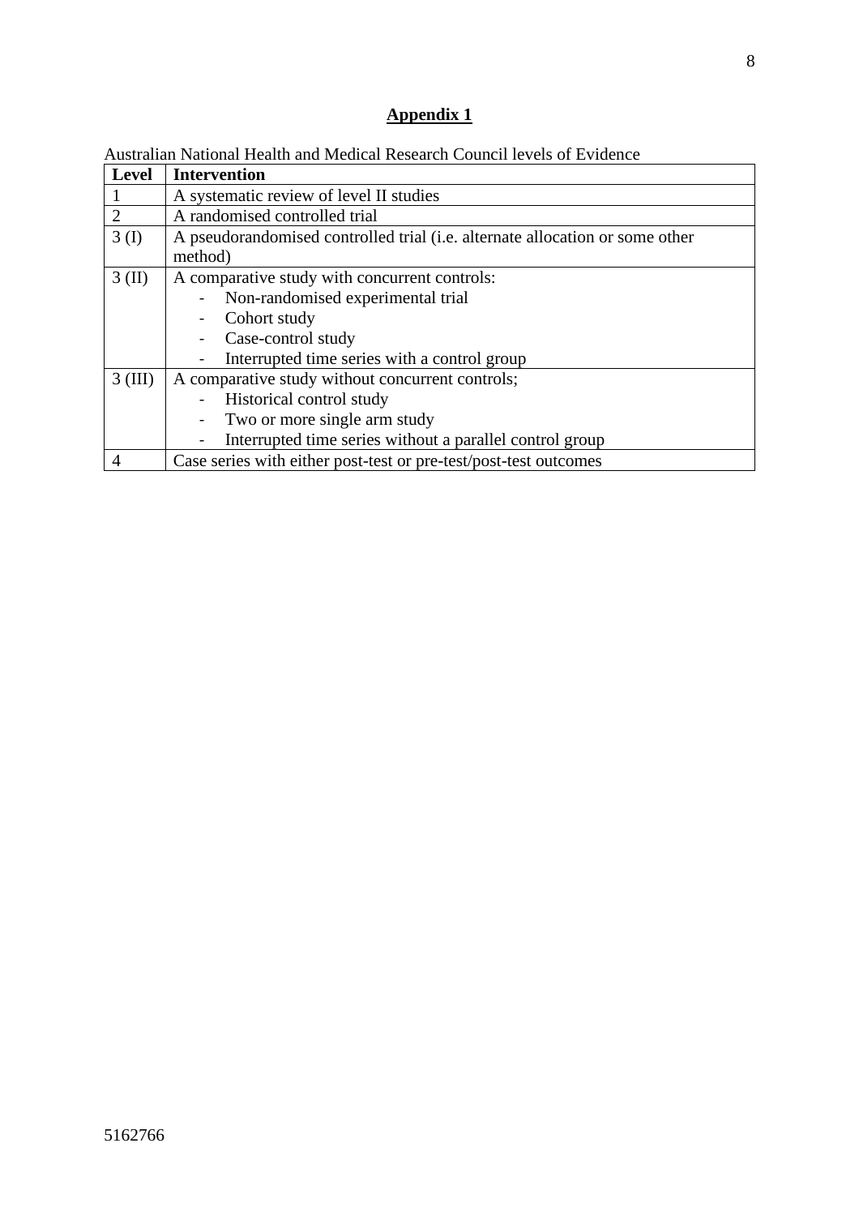## Appendix 1

Australian National Health and Medical Research Council levels of Evidence

| Level | Intervention |
|---|---|
| 1 | A systematic review of level II studies |
| 2 | A randomised controlled trial |
| 3 (I) | A pseudorandomised controlled trial (i.e. alternate allocation or some other method) |
| 3 (II) | A comparative study with concurrent controls:<br>- Non-randomised experimental trial<br>- Cohort study<br>- Case-control study<br>- Interrupted time series with a control group |
| 3 (III) | A comparative study without concurrent controls;<br>- Historical control study<br>- Two or more single arm study<br>- Interrupted time series without a parallel control group |
| 4 | Case series with either post-test or pre-test/post-test outcomes |

5162766